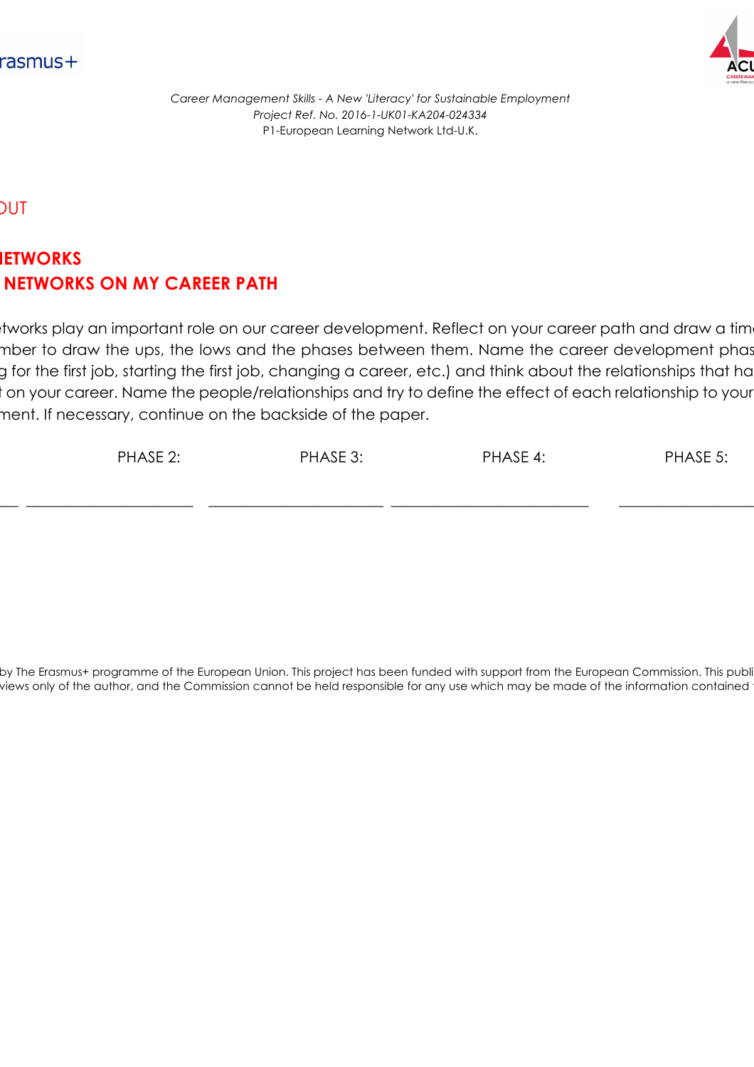*Career Management Skills - A New 'Literacy' for Sustainable Employment*
*Project Ref. No. 2016-1-UK01-KA204-024334*
P1-European Learning Network Ltd-U.K.

## OUT

## IETWORKS
## NETWORKS ON MY CAREER PATH

etworks play an important role on our career development. Reflect on your career path and draw a tim mber to draw the ups, the lows and the phases between them. Name the career development phas g for the first job, starting the first job, changing a career, etc.) and think about the relationships that ha t on your career. Name the people/relationships and try to define the effect of each relationship to your ment. If necessary, continue on the backside of the paper.

PHASE 2: PHASE 3: PHASE 4: PHASE 5:

__ ______________________ ______________________ __________________________ _________________

by The Erasmus+ programme of the European Union. This project has been funded with support from the European Commission. This publi views only of the author, and the Commission cannot be held responsible for any use which may be made of the information contained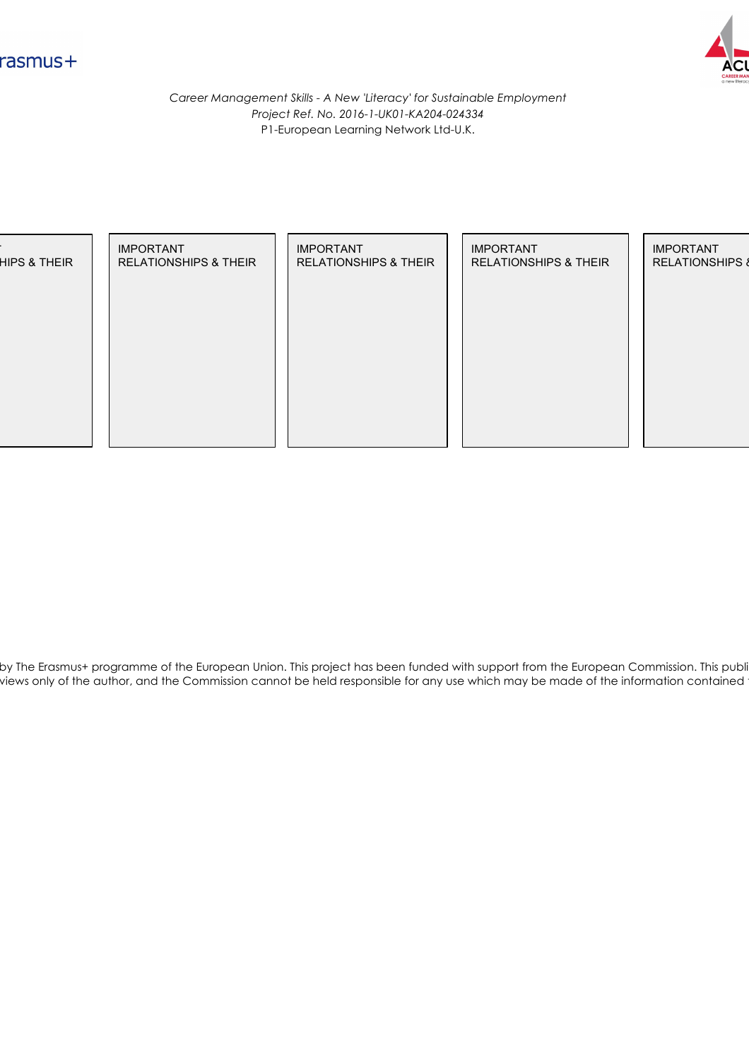*Career Management Skills - A New 'Literacy' for Sustainable Employment*
*Project Ref. No. 2016-1-UK01-KA204-024334*
P1-European Learning Network Ltd-U.K.

| | | | | |
|---|---|---|---|---|
| HIPS & THEIR | IMPORTANT RELATIONSHIPS & THEIR | IMPORTANT RELATIONSHIPS & THEIR | IMPORTANT RELATIONSHIPS & THEIR | IMPORTANT RELATIONSHIPS & |

by The Erasmus+ programme of the European Union. This project has been funded with support from the European Commission. This publi
views only of the author, and the Commission cannot be held responsible for any use which may be made of the information contained